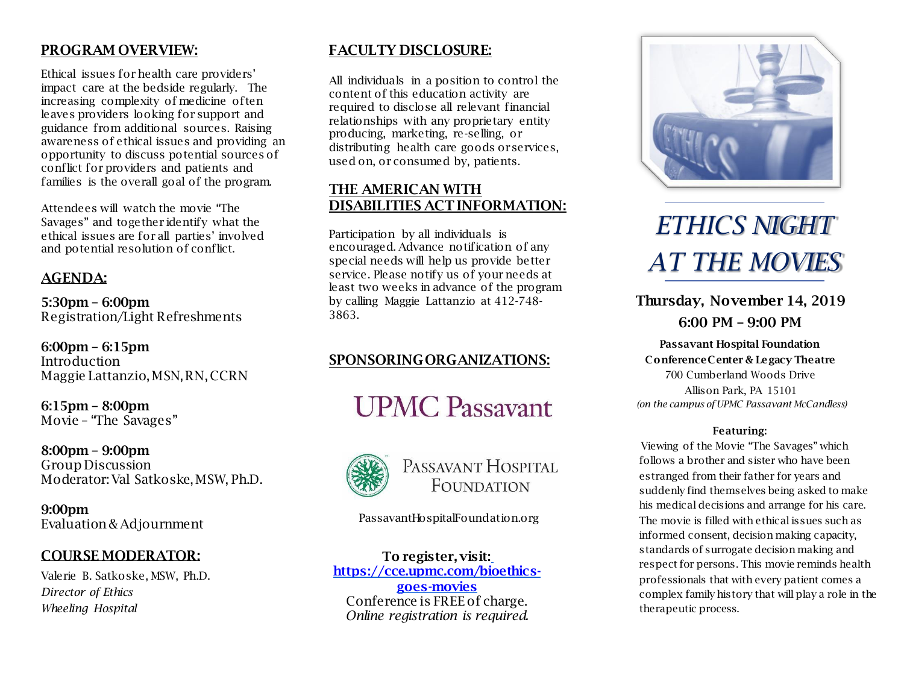## PROGRAM OVERVIEW:

Ethical issues for health care providers' impact care at the bedside regularly. The increasing complexity of medicine often leaves providers looking for support and guidance from additional sources. Raising awareness of ethical issues and providing an opportunity to discuss potential sources of conflict for providers and patients and families is the overall goal of the program.

Attendees will watch the movie "The Savages" and together identify what the ethical issues are for all parties' involved and potential resolution of conflict.

## AGENDA:

**5:30pm – 6:00pm**
Registration/Light Refreshments

**6:00pm – 6:15pm**
Introduction
Maggie Lattanzio, MSN, RN, CCRN

**6:15pm – 8:00pm**
Movie – "The Savages"

**8:00pm – 9:00pm**
Group Discussion
Moderator: Val Satkoske, MSW, Ph.D.

**9:00pm**
Evaluation & Adjournment

## COURSE MODERATOR:

Valerie B. Satkoske, MSW, Ph.D.
*Director of Ethics*
*Wheeling Hospital*

## FACULTY DISCLOSURE:

All individuals in a position to control the content of this education activity are required to disclose all relevant financial relationships with any proprietary entity producing, marketing, re-selling, or distributing health care goods or services, used on, or consumed by, patients.

## THE AMERICAN WITH DISABILITIES ACT INFORMATION:

Participation by all individuals is encouraged. Advance notification of any special needs will help us provide better service. Please notify us of your needs at least two weeks in advance of the program by calling Maggie Lattanzio at 412-748-3863.

## SPONSORING ORGANIZATIONS:

UPMC Passavant

Passavant Hospital Foundation

PassavantHospitalFoundation.org

**To register, visit:**
**[https://cce.upmc.com/bioethics-goes-movies](https://cce.upmc.com/bioethics-goes-movies)**
Conference is FREE of charge.
*Online registration is required.*

# *ETHICS NIGHT AT THE MOVIES*

**Thursday, November 14, 2019**
**6:00 PM – 9:00 PM**

**Passavant Hospital Foundation**
**Conference Center & Legacy Theatre**
700 Cumberland Woods Drive
Allison Park, PA 15101
*(on the campus of UPMC Passavant McCandless)*

**Featuring:**

Viewing of the Movie "The Savages" which follows a brother and sister who have been estranged from their father for years and suddenly find themselves being asked to make his medical decisions and arrange for his care. The movie is filled with ethical issues such as informed consent, decision making capacity, standards of surrogate decision making and respect for persons. This movie reminds health professionals that with every patient comes a complex family history that will play a role in the therapeutic process.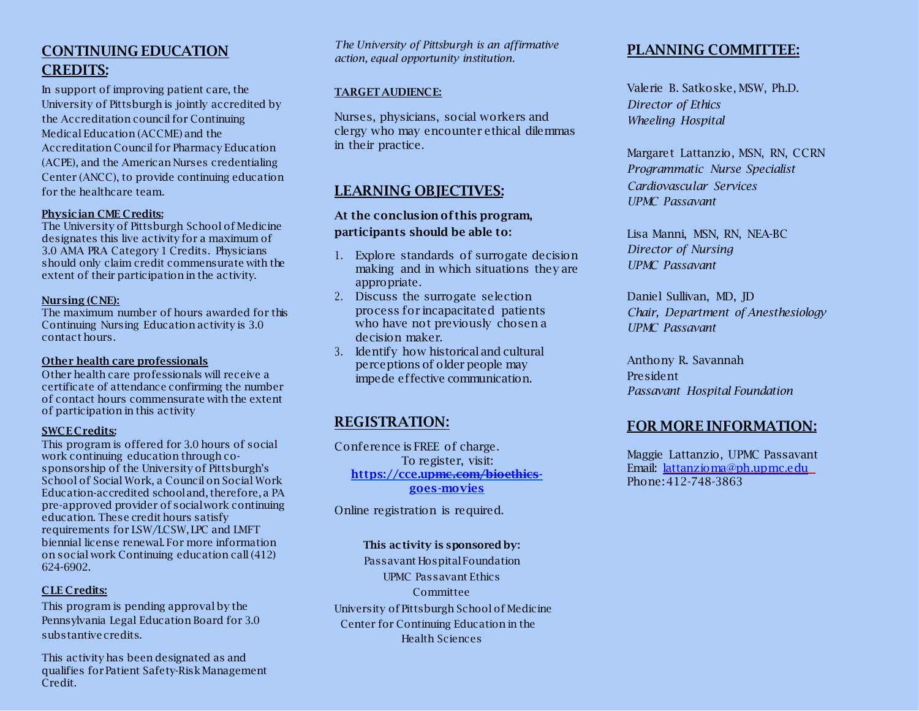## CONTINUING EDUCATION CREDITS:

In support of improving patient care, the University of Pittsburgh is jointly accredited by the Accreditation council for Continuing Medical Education (ACCME) and the Accreditation Council for Pharmacy Education (ACPE), and the American Nurses credentialing Center (ANCC), to provide continuing education for the healthcare team.

**Physician CME Credits:**
The University of Pittsburgh School of Medicine designates this live activity for a maximum of 3.0 AMA PRA Category 1 Credits. Physicians should only claim credit commensurate with the extent of their participation in the activity.

**Nursing (CNE):**
The maximum number of hours awarded for this Continuing Nursing Education activity is 3.0 contact hours.

**Other health care professionals**
Other health care professionals will receive a certificate of attendance confirming the number of contact hours commensurate with the extent of participation in this activity

**SWCE Credits:**
This program is offered for 3.0 hours of social work continuing education through co-sponsorship of the University of Pittsburgh's School of Social Work, a Council on Social Work Education-accredited school and, therefore, a PA pre-approved provider of social work continuing education. These credit hours satisfy requirements for LSW/LCSW, LPC and LMFT biennial license renewal. For more information on social work Continuing education call (412) 624-6902.

**CLE Credits:**
This program is pending approval by the Pennsylvania Legal Education Board for 3.0 substantive credits.

This activity has been designated as and qualifies for Patient Safety-Risk Management Credit.

*The University of Pittsburgh is an affirmative action, equal opportunity institution.*

**TARGET AUDIENCE:**

Nurses, physicians, social workers and clergy who may encounter ethical dilemmas in their practice.

## LEARNING OBJECTIVES:

**At the conclusion of this program, participants should be able to:**

1. Explore standards of surrogate decision making and in which situations they are appropriate.
2. Discuss the surrogate selection process for incapacitated patients who have not previously chosen a decision maker.
3. Identify how historical and cultural perceptions of older people may impede effective communication.

## REGISTRATION:

Conference is FREE of charge.
To register, visit:
**https://cce.upmc.com/bioethics-goes-movies**

Online registration is required.

**This activity is sponsored by:**
Passavant Hospital Foundation
UPMC Passavant Ethics Committee
University of Pittsburgh School of Medicine
Center for Continuing Education in the Health Sciences

## PLANNING COMMITTEE:

Valerie B. Satkoske, MSW, Ph.D.
*Director of Ethics*
*Wheeling Hospital*

Margaret Lattanzio, MSN, RN, CCRN
*Programmatic Nurse Specialist*
*Cardiovascular Services*
*UPMC Passavant*

Lisa Manni, MSN, RN, NEA-BC
*Director of Nursing*
*UPMC Passavant*

Daniel Sullivan, MD, JD
*Chair, Department of Anesthesiology*
*UPMC Passavant*

Anthony R. Savannah
President
*Passavant Hospital Foundation*

## FOR MORE INFORMATION:

Maggie Lattanzio, UPMC Passavant
Email: lattanzioma@ph.upmc.edu
Phone: 412-748-3863